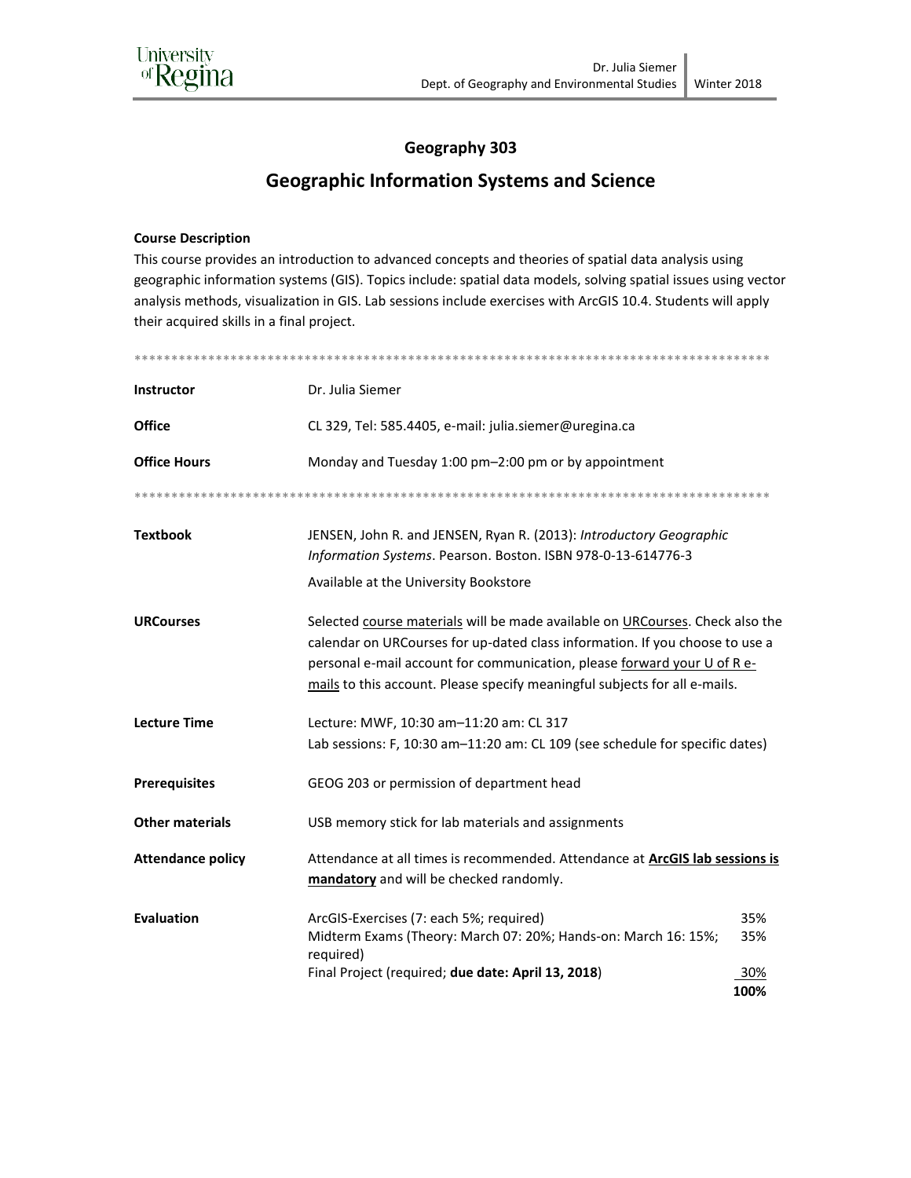# Geography 303

## Geographic Information Systems and Science

**Course Description**

This course provides an introduction to advanced concepts and theories of spatial data analysis using geographic information systems (GIS). Topics include: spatial data models, solving spatial issues using vector analysis methods, visualization in GIS. Lab sessions include exercises with ArcGIS 10.4. Students will apply their acquired skills in a final project.

******************************************************************************************

**Instructor** Dr. Julia Siemer

**Office** CL 329, Tel: 585.4405, e-mail: julia.siemer@uregina.ca

**Office Hours** Monday and Tuesday 1:00 pm–2:00 pm or by appointment

******************************************************************************************

**Textbook** JENSEN, John R. and JENSEN, Ryan R. (2013): *Introductory Geographic Information Systems*. Pearson. Boston. ISBN 978-0-13-614776-3

Available at the University Bookstore

**URCourses** Selected course materials will be made available on URCourses. Check also the calendar on URCourses for up-dated class information. If you choose to use a personal e-mail account for communication, please forward your U of R e-mails to this account. Please specify meaningful subjects for all e-mails.

**Lecture Time** Lecture: MWF, 10:30 am–11:20 am: CL 317

Lab sessions: F, 10:30 am–11:20 am: CL 109 (see schedule for specific dates)

**Prerequisites** GEOG 203 or permission of department head

**Other materials** USB memory stick for lab materials and assignments

**Attendance policy** Attendance at all times is recommended. Attendance at **ArcGIS lab sessions is mandatory** and will be checked randomly.

**Evaluation**

| | |
|---|---|
| ArcGIS-Exercises (7: each 5%; required) | 35% |
| Midterm Exams (Theory: March 07: 20%; Hands-on: March 16: 15%; required) | 35% |
| Final Project (required; **due date: April 13, 2018**) | 30% |
| | **100%** |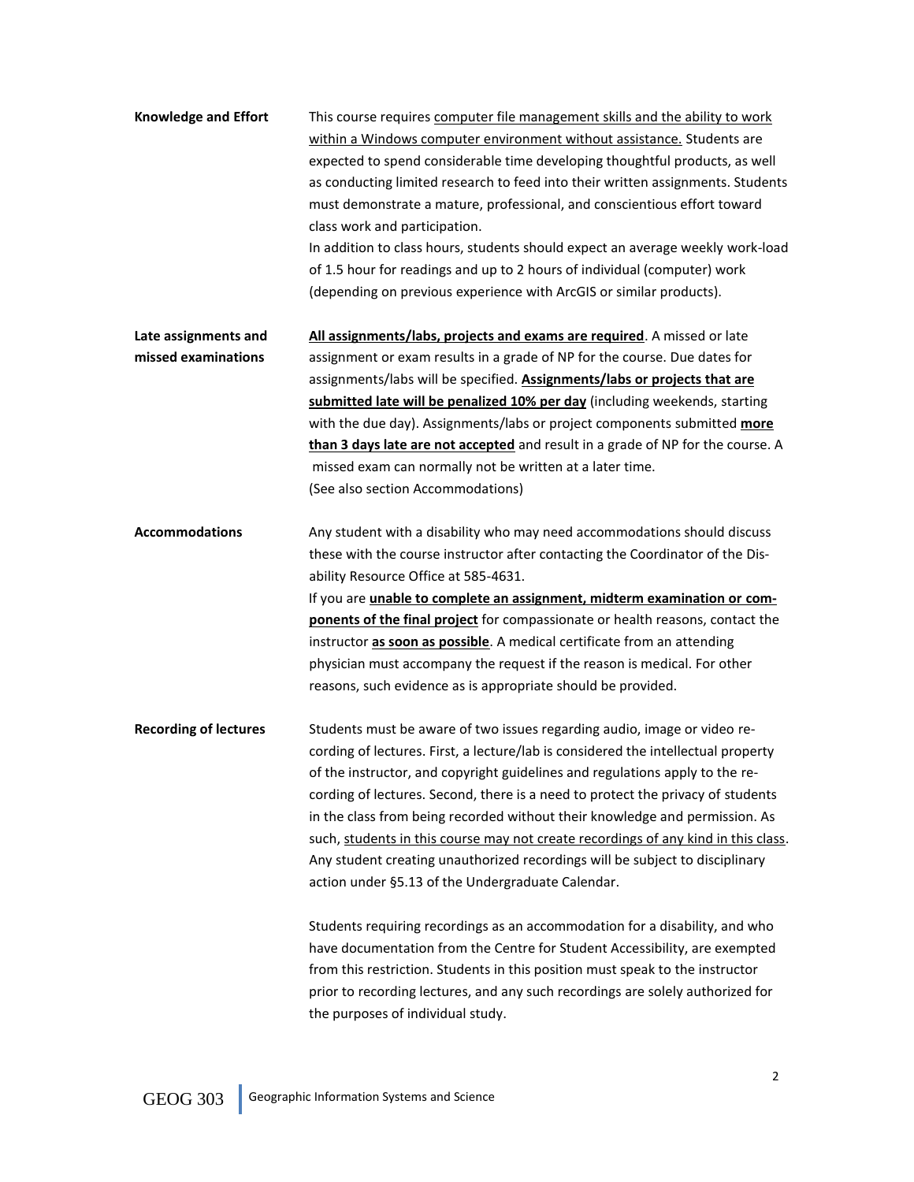**Knowledge and Effort**

This course requires <u>computer file management skills and the ability to work within a Windows computer environment without assistance.</u> Students are expected to spend considerable time developing thoughtful products, as well as conducting limited research to feed into their written assignments. Students must demonstrate a mature, professional, and conscientious effort toward class work and participation.

In addition to class hours, students should expect an average weekly work-load of 1.5 hour for readings and up to 2 hours of individual (computer) work (depending on previous experience with ArcGIS or similar products).

**Late assignments and missed examinations**

<u>**All assignments/labs, projects and exams are required**</u>. A missed or late assignment or exam results in a grade of NP for the course. Due dates for assignments/labs will be specified. <u>**Assignments/labs or projects that are submitted late will be penalized 10% per day**</u> (including weekends, starting with the due day). Assignments/labs or project components submitted <u>**more than 3 days late are not accepted**</u> and result in a grade of NP for the course. A missed exam can normally not be written at a later time.

(See also section Accommodations)

**Accommodations**

Any student with a disability who may need accommodations should discuss these with the course instructor after contacting the Coordinator of the Disability Resource Office at 585-4631.

If you are <u>**unable to complete an assignment, midterm examination or components of the final project**</u> for compassionate or health reasons, contact the instructor <u>**as soon as possible**</u>. A medical certificate from an attending physician must accompany the request if the reason is medical. For other reasons, such evidence as is appropriate should be provided.

**Recording of lectures**

Students must be aware of two issues regarding audio, image or video recording of lectures. First, a lecture/lab is considered the intellectual property of the instructor, and copyright guidelines and regulations apply to the recording of lectures. Second, there is a need to protect the privacy of students in the class from being recorded without their knowledge and permission. As such, <u>students in this course may not create recordings of any kind in this class</u>. Any student creating unauthorized recordings will be subject to disciplinary action under §5.13 of the Undergraduate Calendar.

Students requiring recordings as an accommodation for a disability, and who have documentation from the Centre for Student Accessibility, are exempted from this restriction. Students in this position must speak to the instructor prior to recording lectures, and any such recordings are solely authorized for the purposes of individual study.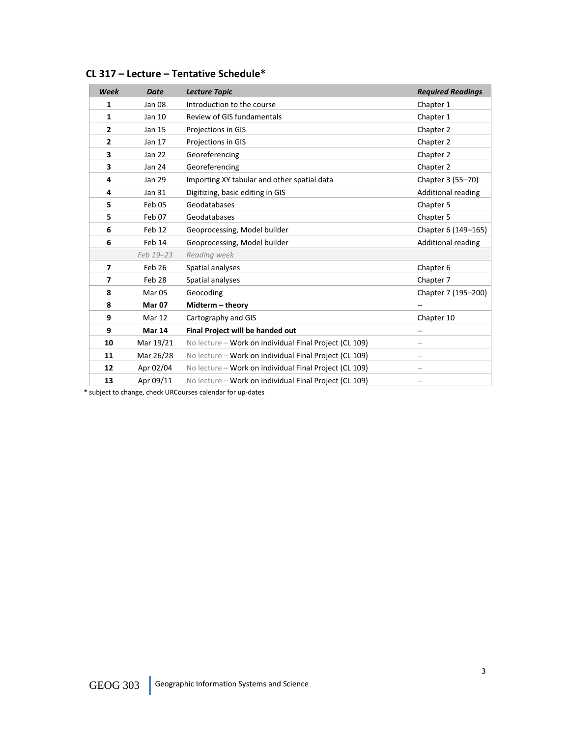## CL 317 – Lecture – Tentative Schedule*

| *Week* | *Date* | *Lecture Topic* | *Required Readings* |
|---|---|---|---|
| **1** | Jan 08 | Introduction to the course | Chapter 1 |
| **1** | Jan 10 | Review of GIS fundamentals | Chapter 1 |
| **2** | Jan 15 | Projections in GIS | Chapter 2 |
| **2** | Jan 17 | Projections in GIS | Chapter 2 |
| **3** | Jan 22 | Georeferencing | Chapter 2 |
| **3** | Jan 24 | Georeferencing | Chapter 2 |
| **4** | Jan 29 | Importing XY tabular and other spatial data | Chapter 3 (55–70) |
| **4** | Jan 31 | Digitizing, basic editing in GIS | Additional reading |
| **5** | Feb 05 | Geodatabases | Chapter 5 |
| **5** | Feb 07 | Geodatabases | Chapter 5 |
| **6** | Feb 12 | Geoprocessing, Model builder | Chapter 6 (149–165) |
| **6** | Feb 14 | Geoprocessing, Model builder | Additional reading |
| | *Feb 19–23* | *Reading week* | |
| **7** | Feb 26 | Spatial analyses | Chapter 6 |
| **7** | Feb 28 | Spatial analyses | Chapter 7 |
| **8** | Mar 05 | Geocoding | Chapter 7 (195–200) |
| **8** | **Mar 07** | **Midterm – theory** | -- |
| **9** | Mar 12 | Cartography and GIS | Chapter 10 |
| **9** | **Mar 14** | **Final Project will be handed out** | -- |
| **10** | Mar 19/21 | No lecture – Work on individual Final Project (CL 109) | -- |
| **11** | Mar 26/28 | No lecture – Work on individual Final Project (CL 109) | -- |
| **12** | Apr 02/04 | No lecture – Work on individual Final Project (CL 109) | -- |
| **13** | Apr 09/11 | No lecture – Work on individual Final Project (CL 109) | -- |

* subject to change, check URCourses calendar for up-dates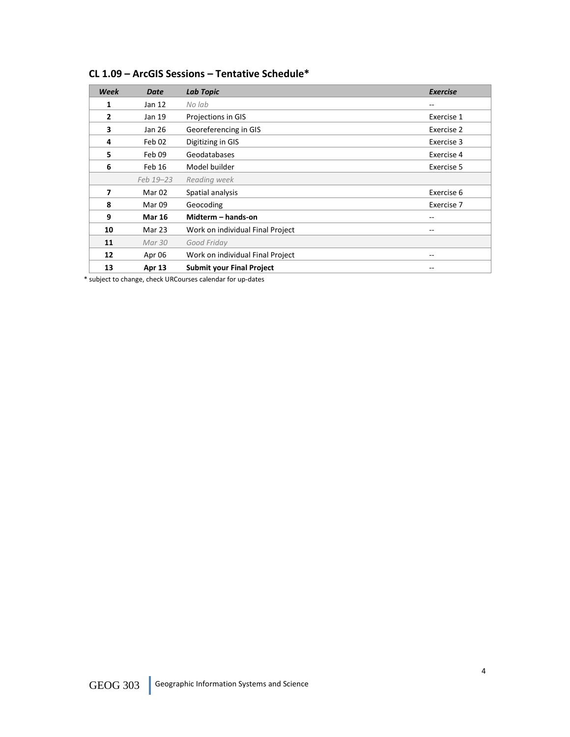## CL 1.09 – ArcGIS Sessions – Tentative Schedule*

| ***Week*** | ***Date*** | ***Lab Topic*** | ***Exercise*** |
|---|---|---|---|
| **1** | Jan 12 | *No lab* | -- |
| **2** | Jan 19 | Projections in GIS | Exercise 1 |
| **3** | Jan 26 | Georeferencing in GIS | Exercise 2 |
| **4** | Feb 02 | Digitizing in GIS | Exercise 3 |
| **5** | Feb 09 | Geodatabases | Exercise 4 |
| **6** | Feb 16 | Model builder | Exercise 5 |
| | *Feb 19–23* | *Reading week* | |
| **7** | Mar 02 | Spatial analysis | Exercise 6 |
| **8** | Mar 09 | Geocoding | Exercise 7 |
| **9** | **Mar 16** | **Midterm – hands-on** | -- |
| **10** | Mar 23 | Work on individual Final Project | -- |
| **11** | *Mar 30* | *Good Friday* | |
| **12** | Apr 06 | Work on individual Final Project | -- |
| **13** | **Apr 13** | **Submit your Final Project** | -- |

* subject to change, check URCourses calendar for up-dates